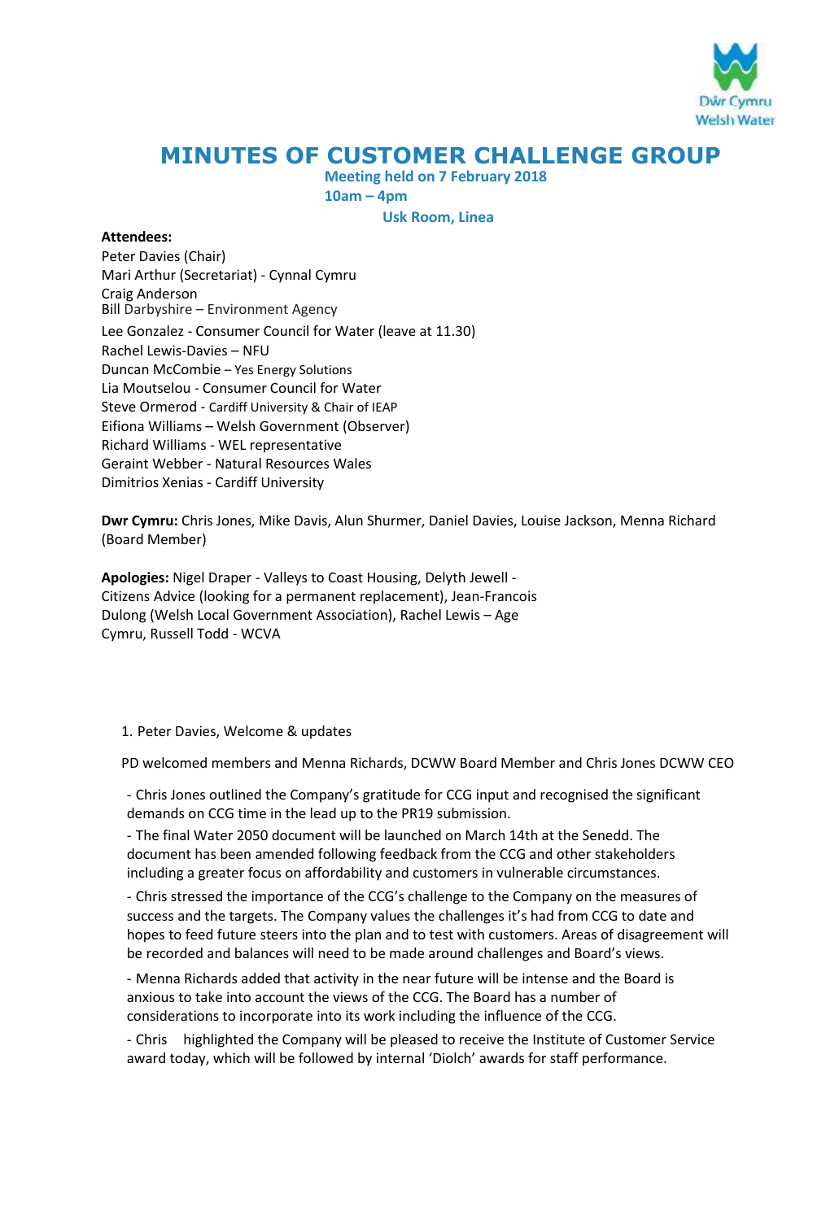# MINUTES OF CUSTOMER CHALLENGE GROUP

**Meeting held on 7 February 2018**
**10am – 4pm**
**Usk Room, Linea**

**Attendees:**
Peter Davies (Chair)
Mari Arthur (Secretariat) - Cynnal Cymru
Craig Anderson
Bill Darbyshire – Environment Agency
Lee Gonzalez - Consumer Council for Water (leave at 11.30)
Rachel Lewis-Davies – NFU
Duncan McCombie – Yes Energy Solutions
Lia Moutselou - Consumer Council for Water
Steve Ormerod - Cardiff University & Chair of IEAP
Eifiona Williams – Welsh Government (Observer)
Richard Williams - WEL representative
Geraint Webber - Natural Resources Wales
Dimitrios Xenias - Cardiff University

**Dwr Cymru:** Chris Jones, Mike Davis, Alun Shurmer, Daniel Davies, Louise Jackson, Menna Richard (Board Member)

**Apologies:** Nigel Draper - Valleys to Coast Housing, Delyth Jewell - Citizens Advice (looking for a permanent replacement), Jean-Francois Dulong (Welsh Local Government Association), Rachel Lewis – Age Cymru, Russell Todd - WCVA

1. Peter Davies, Welcome & updates

PD welcomed members and Menna Richards, DCWW Board Member and Chris Jones DCWW CEO

- Chris Jones outlined the Company's gratitude for CCG input and recognised the significant demands on CCG time in the lead up to the PR19 submission.
- The final Water 2050 document will be launched on March 14th at the Senedd. The document has been amended following feedback from the CCG and other stakeholders including a greater focus on affordability and customers in vulnerable circumstances.
- Chris stressed the importance of the CCG's challenge to the Company on the measures of success and the targets. The Company values the challenges it's had from CCG to date and hopes to feed future steers into the plan and to test with customers. Areas of disagreement will be recorded and balances will need to be made around challenges and Board's views.
- Menna Richards added that activity in the near future will be intense and the Board is anxious to take into account the views of the CCG. The Board has a number of considerations to incorporate into its work including the influence of the CCG.
- Chris highlighted the Company will be pleased to receive the Institute of Customer Service award today, which will be followed by internal 'Diolch' awards for staff performance.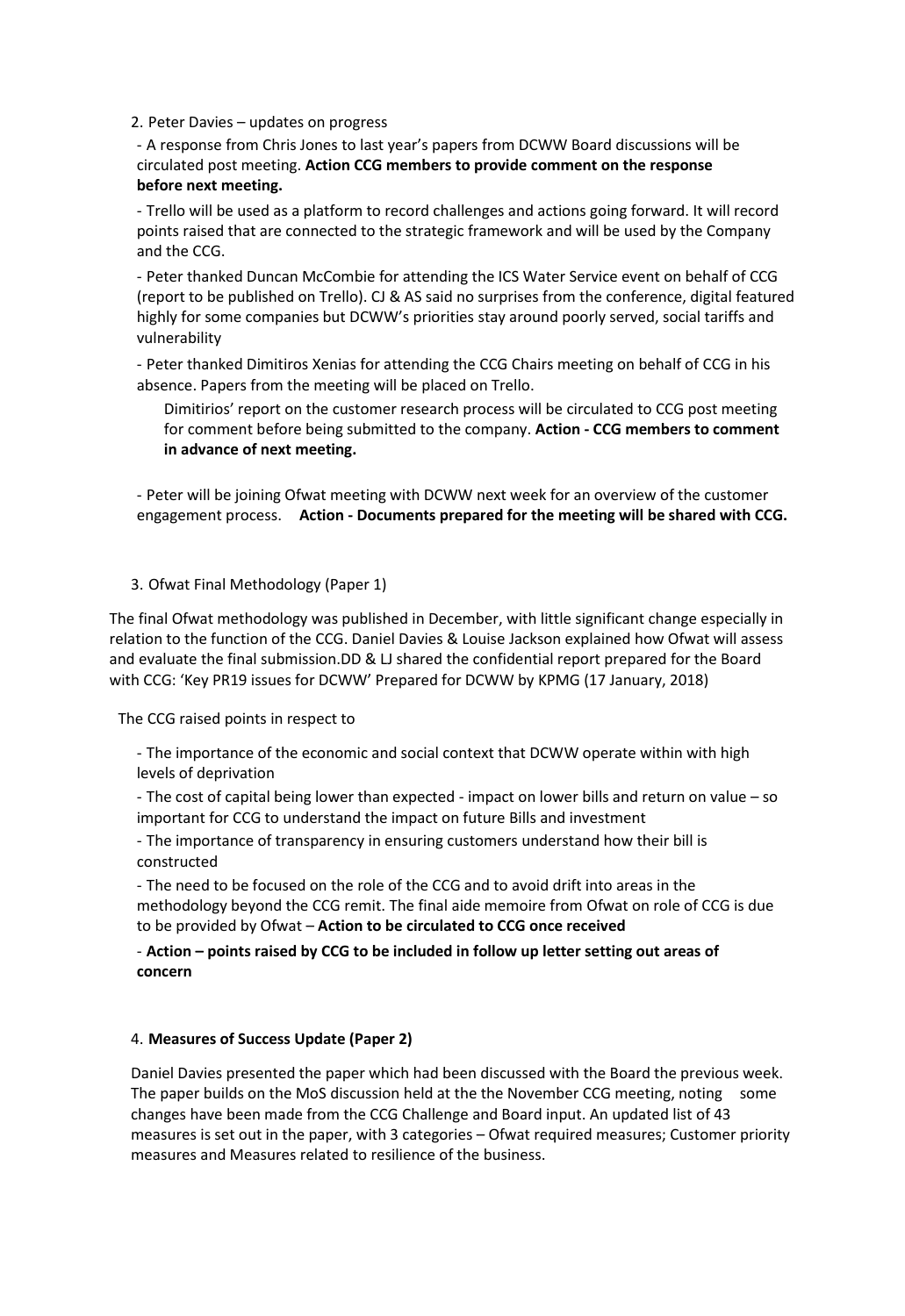2. Peter Davies – updates on progress

- A response from Chris Jones to last year's papers from DCWW Board discussions will be circulated post meeting. **Action CCG members to provide comment on the response before next meeting.**

- Trello will be used as a platform to record challenges and actions going forward. It will record points raised that are connected to the strategic framework and will be used by the Company and the CCG.

- Peter thanked Duncan McCombie for attending the ICS Water Service event on behalf of CCG (report to be published on Trello). CJ & AS said no surprises from the conference, digital featured highly for some companies but DCWW's priorities stay around poorly served, social tariffs and vulnerability

- Peter thanked Dimitiros Xenias for attending the CCG Chairs meeting on behalf of CCG in his absence. Papers from the meeting will be placed on Trello.

Dimitirios' report on the customer research process will be circulated to CCG post meeting for comment before being submitted to the company. **Action - CCG members to comment in advance of next meeting.**

- Peter will be joining Ofwat meeting with DCWW next week for an overview of the customer engagement process. **Action - Documents prepared for the meeting will be shared with CCG.**

3. Ofwat Final Methodology (Paper 1)

The final Ofwat methodology was published in December, with little significant change especially in relation to the function of the CCG. Daniel Davies & Louise Jackson explained how Ofwat will assess and evaluate the final submission.DD & LJ shared the confidential report prepared for the Board with CCG: 'Key PR19 issues for DCWW' Prepared for DCWW by KPMG (17 January, 2018)

The CCG raised points in respect to

- The importance of the economic and social context that DCWW operate within with high levels of deprivation

- The cost of capital being lower than expected - impact on lower bills and return on value – so important for CCG to understand the impact on future Bills and investment

- The importance of transparency in ensuring customers understand how their bill is constructed

- The need to be focused on the role of the CCG and to avoid drift into areas in the methodology beyond the CCG remit. The final aide memoire from Ofwat on role of CCG is due to be provided by Ofwat – **Action to be circulated to CCG once received**

- **Action – points raised by CCG to be included in follow up letter setting out areas of concern**

4. **Measures of Success Update (Paper 2)**

Daniel Davies presented the paper which had been discussed with the Board the previous week. The paper builds on the MoS discussion held at the the November CCG meeting, noting some changes have been made from the CCG Challenge and Board input. An updated list of 43 measures is set out in the paper, with 3 categories – Ofwat required measures; Customer priority measures and Measures related to resilience of the business.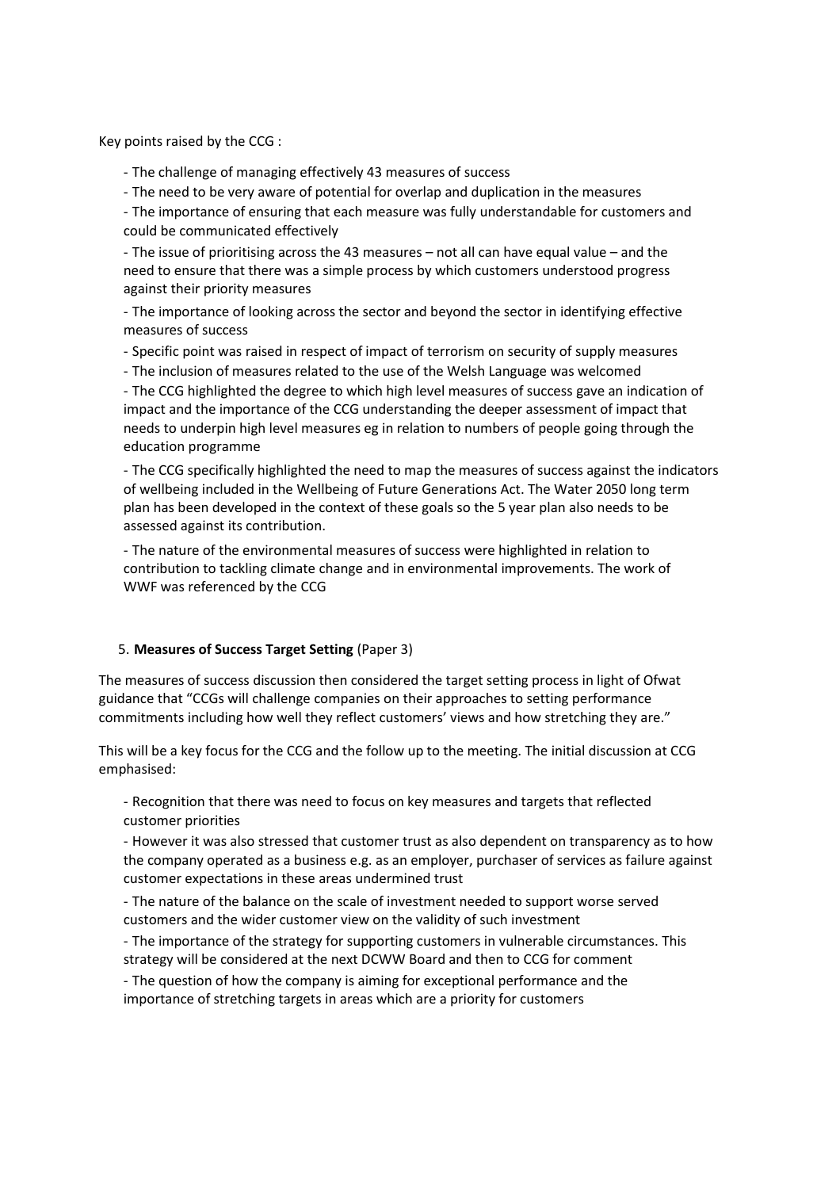Key points raised by the CCG :

- The challenge of managing effectively 43 measures of success
- The need to be very aware of potential for overlap and duplication in the measures
- The importance of ensuring that each measure was fully understandable for customers and could be communicated effectively
- The issue of prioritising across the 43 measures – not all can have equal value – and the need to ensure that there was a simple process by which customers understood progress against their priority measures
- The importance of looking across the sector and beyond the sector in identifying effective measures of success
- Specific point was raised in respect of impact of terrorism on security of supply measures
- The inclusion of measures related to the use of the Welsh Language was welcomed
- The CCG highlighted the degree to which high level measures of success gave an indication of impact and the importance of the CCG understanding the deeper assessment of impact that needs to underpin high level measures eg in relation to numbers of people going through the education programme
- The CCG specifically highlighted the need to map the measures of success against the indicators of wellbeing included in the Wellbeing of Future Generations Act. The Water 2050 long term plan has been developed in the context of these goals so the 5 year plan also needs to be assessed against its contribution.
- The nature of the environmental measures of success were highlighted in relation to contribution to tackling climate change and in environmental improvements. The work of WWF was referenced by the CCG

5. **Measures of Success Target Setting** (Paper 3)

The measures of success discussion then considered the target setting process in light of Ofwat guidance that "CCGs will challenge companies on their approaches to setting performance commitments including how well they reflect customers' views and how stretching they are."

This will be a key focus for the CCG and the follow up to the meeting. The initial discussion at CCG emphasised:

- Recognition that there was need to focus on key measures and targets that reflected customer priorities
- However it was also stressed that customer trust as also dependent on transparency as to how the company operated as a business e.g. as an employer, purchaser of services as failure against customer expectations in these areas undermined trust
- The nature of the balance on the scale of investment needed to support worse served customers and the wider customer view on the validity of such investment
- The importance of the strategy for supporting customers in vulnerable circumstances. This strategy will be considered at the next DCWW Board and then to CCG for comment
- The question of how the company is aiming for exceptional performance and the importance of stretching targets in areas which are a priority for customers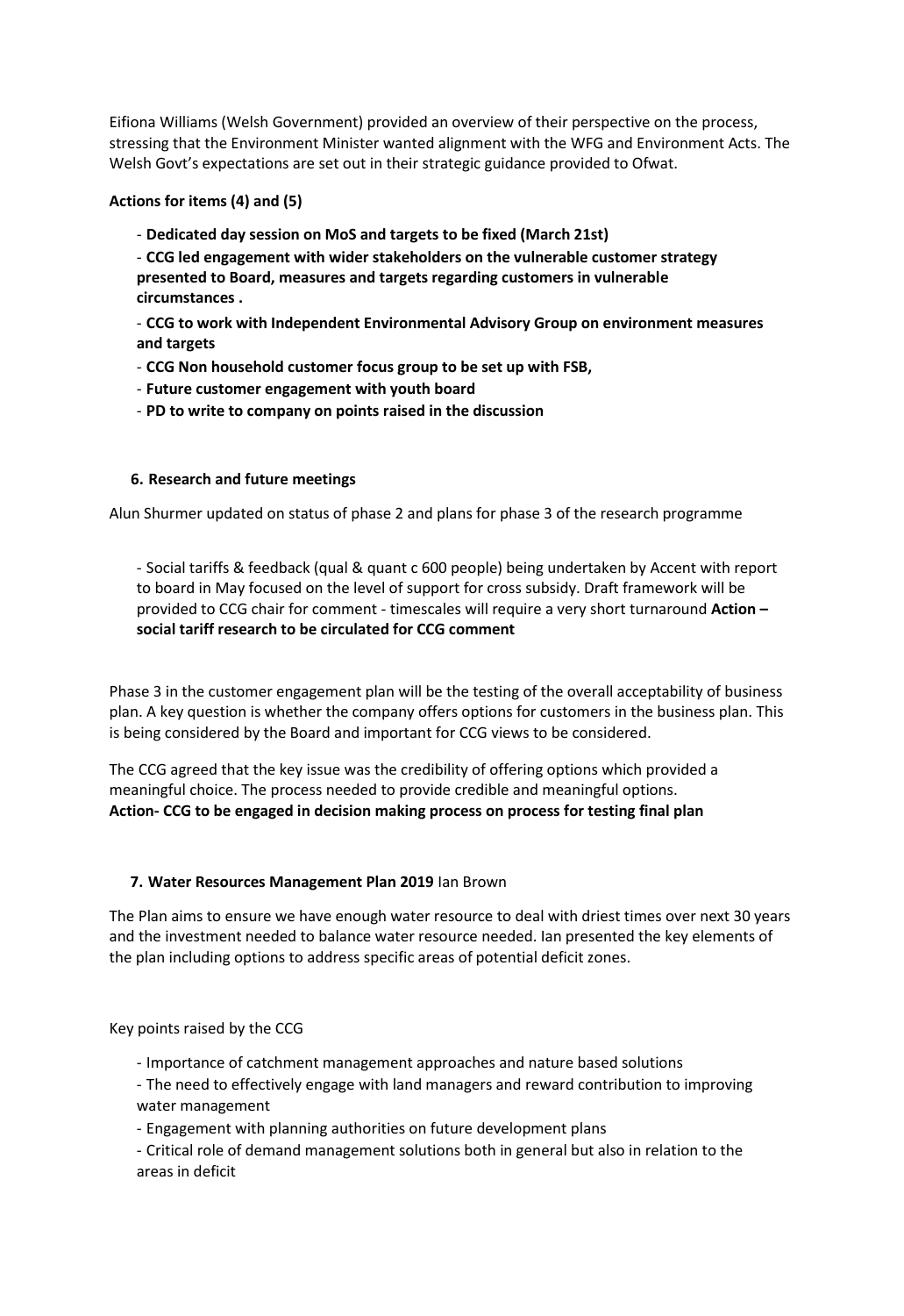Eifiona Williams (Welsh Government) provided an overview of their perspective on the process, stressing that the Environment Minister wanted alignment with the WFG and Environment Acts. The Welsh Govt's expectations are set out in their strategic guidance provided to Ofwat.

**Actions for items (4) and (5)**

- **Dedicated day session on MoS and targets to be fixed (March 21st)**
- **CCG led engagement with wider stakeholders on the vulnerable customer strategy presented to Board, measures and targets regarding customers in vulnerable circumstances .**
- **CCG to work with Independent Environmental Advisory Group on environment measures and targets**
- **CCG Non household customer focus group to be set up with FSB,**
- **Future customer engagement with youth board**
- **PD to write to company on points raised in the discussion**

## 6. Research and future meetings

Alun Shurmer updated on status of phase 2 and plans for phase 3 of the research programme

- Social tariffs & feedback (qual & quant c 600 people) being undertaken by Accent with report to board in May focused on the level of support for cross subsidy. Draft framework will be provided to CCG chair for comment - timescales will require a very short turnaround **Action – social tariff research to be circulated for CCG comment**

Phase 3 in the customer engagement plan will be the testing of the overall acceptability of business plan. A key question is whether the company offers options for customers in the business plan. This is being considered by the Board and important for CCG views to be considered.

The CCG agreed that the key issue was the credibility of offering options which provided a meaningful choice. The process needed to provide credible and meaningful options.
**Action- CCG to be engaged in decision making process on process for testing final plan**

## 7. Water Resources Management Plan 2019 Ian Brown

The Plan aims to ensure we have enough water resource to deal with driest times over next 30 years and the investment needed to balance water resource needed. Ian presented the key elements of the plan including options to address specific areas of potential deficit zones.

Key points raised by the CCG

- Importance of catchment management approaches and nature based solutions
- The need to effectively engage with land managers and reward contribution to improving water management
- Engagement with planning authorities on future development plans
- Critical role of demand management solutions both in general but also in relation to the areas in deficit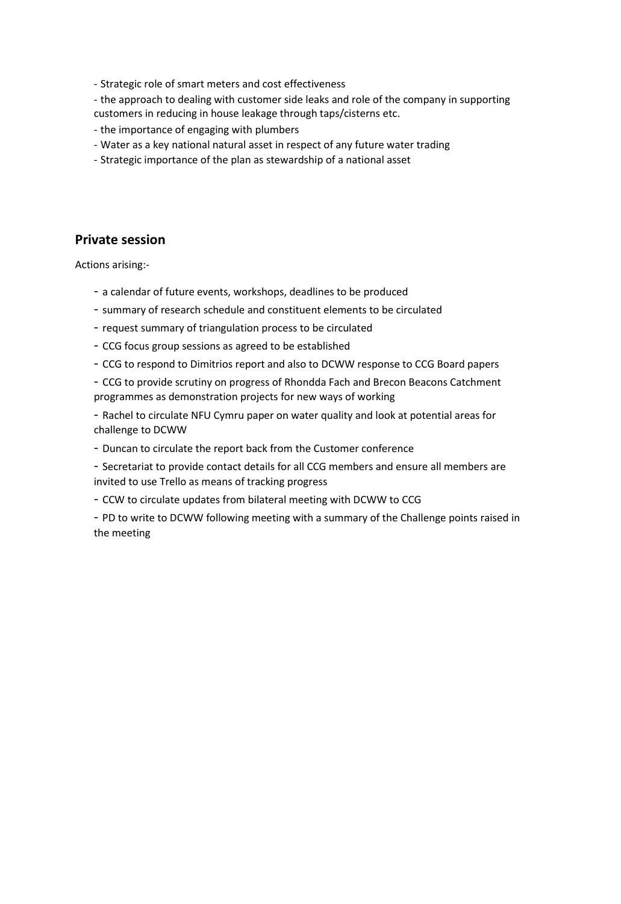- Strategic role of smart meters and cost effectiveness
- the approach to dealing with customer side leaks and role of the company in supporting customers in reducing in house leakage through taps/cisterns etc.
- the importance of engaging with plumbers
- Water as a key national natural asset in respect of any future water trading
- Strategic importance of the plan as stewardship of a national asset

## Private session

Actions arising:-

- a calendar of future events, workshops, deadlines to be produced
- summary of research schedule and constituent elements to be circulated
- request summary of triangulation process to be circulated
- CCG focus group sessions as agreed to be established
- CCG to respond to Dimitrios report and also to DCWW response to CCG Board papers
- CCG to provide scrutiny on progress of Rhondda Fach and Brecon Beacons Catchment programmes as demonstration projects for new ways of working
- Rachel to circulate NFU Cymru paper on water quality and look at potential areas for challenge to DCWW
- Duncan to circulate the report back from the Customer conference
- Secretariat to provide contact details for all CCG members and ensure all members are invited to use Trello as means of tracking progress
- CCW to circulate updates from bilateral meeting with DCWW to CCG
- PD to write to DCWW following meeting with a summary of the Challenge points raised in the meeting